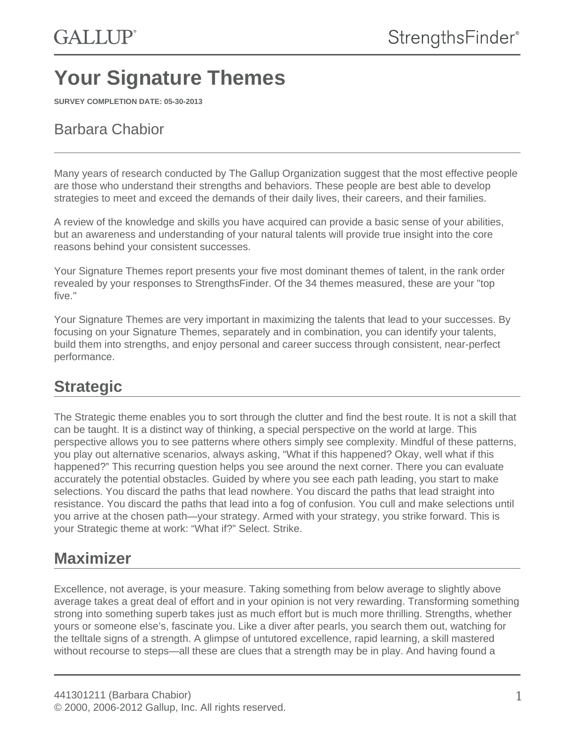# Your Signature Themes

**SURVEY COMPLETION DATE: 05-30-2013**

Barbara Chabior

Many years of research conducted by The Gallup Organization suggest that the most effective people are those who understand their strengths and behaviors. These people are best able to develop strategies to meet and exceed the demands of their daily lives, their careers, and their families.

A review of the knowledge and skills you have acquired can provide a basic sense of your abilities, but an awareness and understanding of your natural talents will provide true insight into the core reasons behind your consistent successes.

Your Signature Themes report presents your five most dominant themes of talent, in the rank order revealed by your responses to StrengthsFinder. Of the 34 themes measured, these are your "top five."

Your Signature Themes are very important in maximizing the talents that lead to your successes. By focusing on your Signature Themes, separately and in combination, you can identify your talents, build them into strengths, and enjoy personal and career success through consistent, near-perfect performance.

## Strategic

The Strategic theme enables you to sort through the clutter and find the best route. It is not a skill that can be taught. It is a distinct way of thinking, a special perspective on the world at large. This perspective allows you to see patterns where others simply see complexity. Mindful of these patterns, you play out alternative scenarios, always asking, "What if this happened? Okay, well what if this happened?" This recurring question helps you see around the next corner. There you can evaluate accurately the potential obstacles. Guided by where you see each path leading, you start to make selections. You discard the paths that lead nowhere. You discard the paths that lead straight into resistance. You discard the paths that lead into a fog of confusion. You cull and make selections until you arrive at the chosen path—your strategy. Armed with your strategy, you strike forward. This is your Strategic theme at work: "What if?" Select. Strike.

## Maximizer

Excellence, not average, is your measure. Taking something from below average to slightly above average takes a great deal of effort and in your opinion is not very rewarding. Transforming something strong into something superb takes just as much effort but is much more thrilling. Strengths, whether yours or someone else's, fascinate you. Like a diver after pearls, you search them out, watching for the telltale signs of a strength. A glimpse of untutored excellence, rapid learning, a skill mastered without recourse to steps—all these are clues that a strength may be in play. And having found a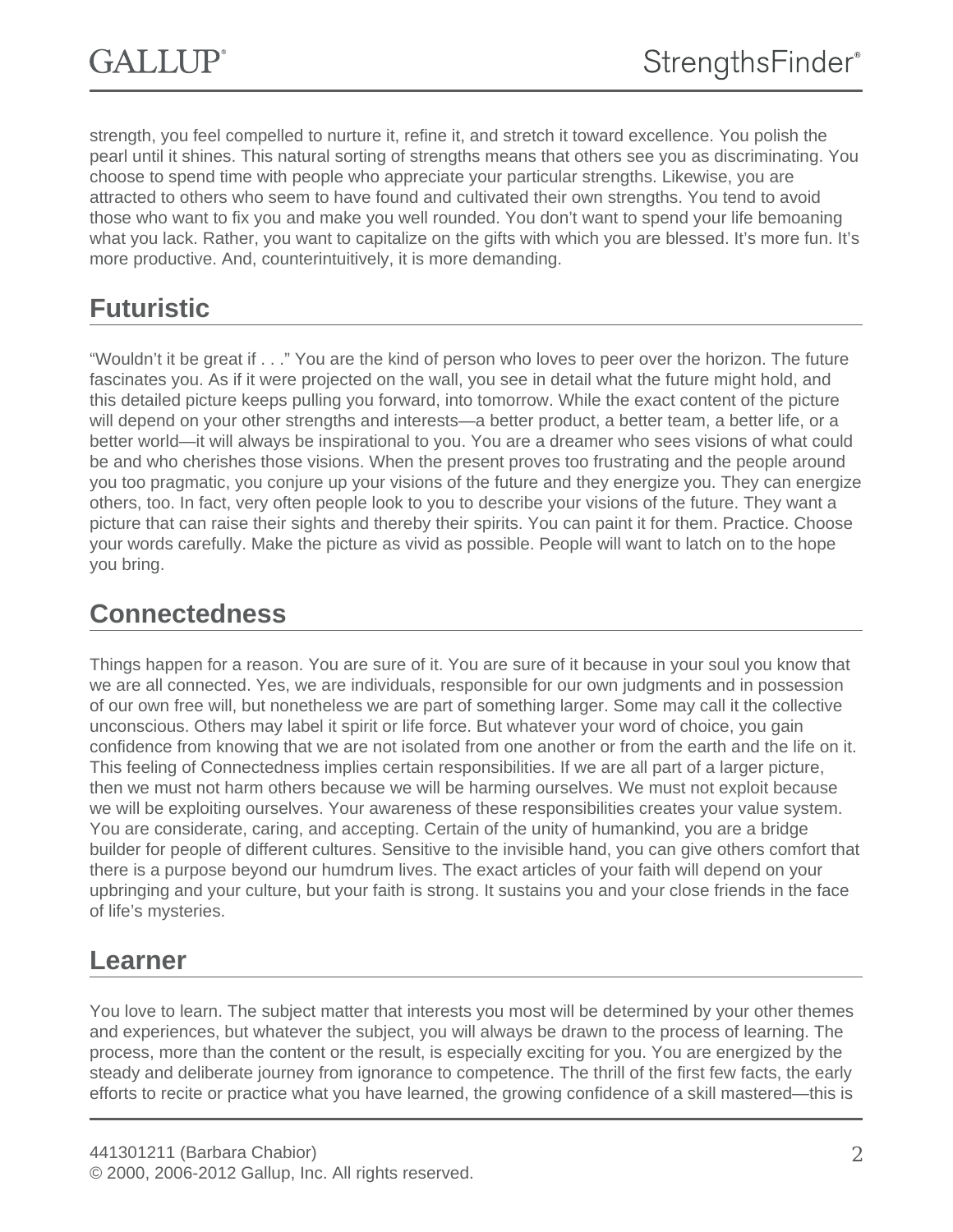strength, you feel compelled to nurture it, refine it, and stretch it toward excellence. You polish the pearl until it shines. This natural sorting of strengths means that others see you as discriminating. You choose to spend time with people who appreciate your particular strengths. Likewise, you are attracted to others who seem to have found and cultivated their own strengths. You tend to avoid those who want to fix you and make you well rounded. You don't want to spend your life bemoaning what you lack. Rather, you want to capitalize on the gifts with which you are blessed. It's more fun. It's more productive. And, counterintuitively, it is more demanding.

## Futuristic

"Wouldn't it be great if . . ." You are the kind of person who loves to peer over the horizon. The future fascinates you. As if it were projected on the wall, you see in detail what the future might hold, and this detailed picture keeps pulling you forward, into tomorrow. While the exact content of the picture will depend on your other strengths and interests—a better product, a better team, a better life, or a better world—it will always be inspirational to you. You are a dreamer who sees visions of what could be and who cherishes those visions. When the present proves too frustrating and the people around you too pragmatic, you conjure up your visions of the future and they energize you. They can energize others, too. In fact, very often people look to you to describe your visions of the future. They want a picture that can raise their sights and thereby their spirits. You can paint it for them. Practice. Choose your words carefully. Make the picture as vivid as possible. People will want to latch on to the hope you bring.

## Connectedness

Things happen for a reason. You are sure of it. You are sure of it because in your soul you know that we are all connected. Yes, we are individuals, responsible for our own judgments and in possession of our own free will, but nonetheless we are part of something larger. Some may call it the collective unconscious. Others may label it spirit or life force. But whatever your word of choice, you gain confidence from knowing that we are not isolated from one another or from the earth and the life on it. This feeling of Connectedness implies certain responsibilities. If we are all part of a larger picture, then we must not harm others because we will be harming ourselves. We must not exploit because we will be exploiting ourselves. Your awareness of these responsibilities creates your value system. You are considerate, caring, and accepting. Certain of the unity of humankind, you are a bridge builder for people of different cultures. Sensitive to the invisible hand, you can give others comfort that there is a purpose beyond our humdrum lives. The exact articles of your faith will depend on your upbringing and your culture, but your faith is strong. It sustains you and your close friends in the face of life's mysteries.

## Learner

You love to learn. The subject matter that interests you most will be determined by your other themes and experiences, but whatever the subject, you will always be drawn to the process of learning. The process, more than the content or the result, is especially exciting for you. You are energized by the steady and deliberate journey from ignorance to competence. The thrill of the first few facts, the early efforts to recite or practice what you have learned, the growing confidence of a skill mastered—this is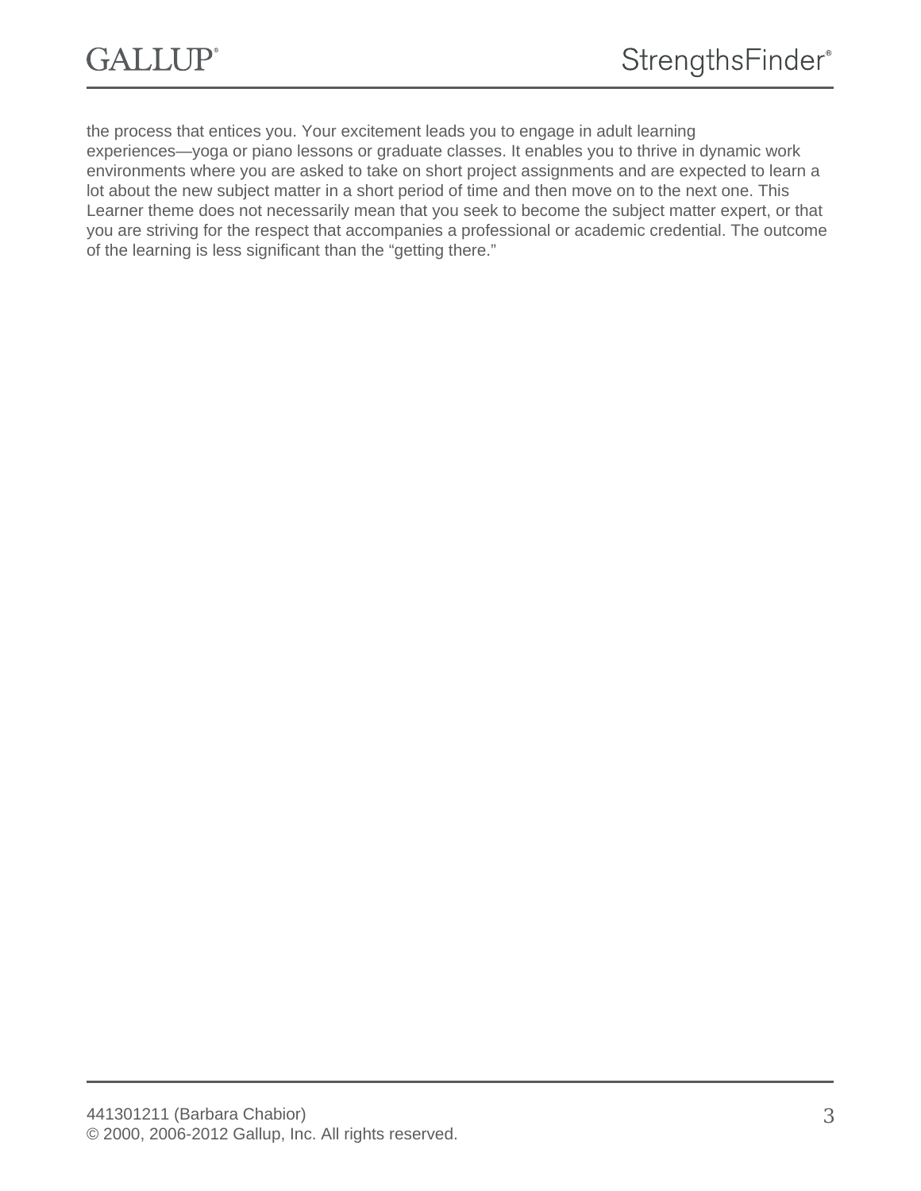the process that entices you. Your excitement leads you to engage in adult learning experiences—yoga or piano lessons or graduate classes. It enables you to thrive in dynamic work environments where you are asked to take on short project assignments and are expected to learn a lot about the new subject matter in a short period of time and then move on to the next one. This Learner theme does not necessarily mean that you seek to become the subject matter expert, or that you are striving for the respect that accompanies a professional or academic credential. The outcome of the learning is less significant than the “getting there.”